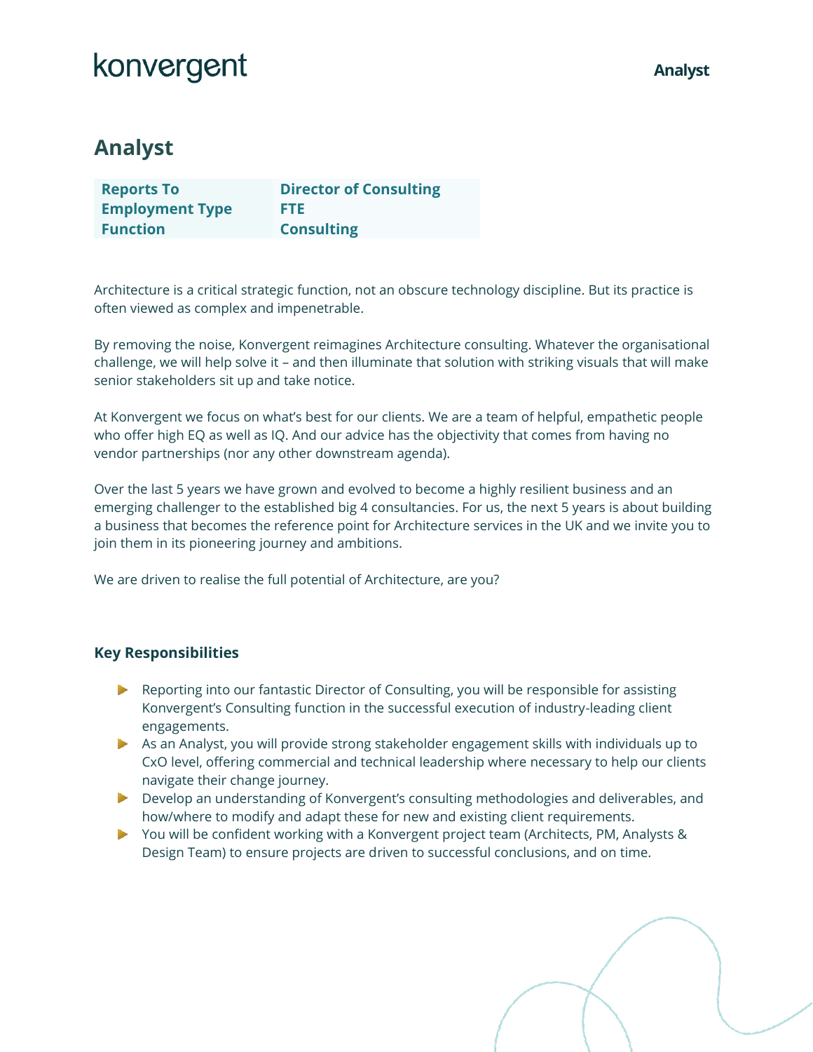# Analyst

| | |
|---|---|
| **Reports To** | **Director of Consulting** |
| **Employment Type** | **FTE** |
| **Function** | **Consulting** |

Architecture is a critical strategic function, not an obscure technology discipline. But its practice is often viewed as complex and impenetrable.

By removing the noise, Konvergent reimagines Architecture consulting. Whatever the organisational challenge, we will help solve it – and then illuminate that solution with striking visuals that will make senior stakeholders sit up and take notice.

At Konvergent we focus on what's best for our clients. We are a team of helpful, empathetic people who offer high EQ as well as IQ. And our advice has the objectivity that comes from having no vendor partnerships (nor any other downstream agenda).

Over the last 5 years we have grown and evolved to become a highly resilient business and an emerging challenger to the established big 4 consultancies. For us, the next 5 years is about building a business that becomes the reference point for Architecture services in the UK and we invite you to join them in its pioneering journey and ambitions.

We are driven to realise the full potential of Architecture, are you?

### Key Responsibilities

- Reporting into our fantastic Director of Consulting, you will be responsible for assisting Konvergent's Consulting function in the successful execution of industry-leading client engagements.
- As an Analyst, you will provide strong stakeholder engagement skills with individuals up to CxO level, offering commercial and technical leadership where necessary to help our clients navigate their change journey.
- Develop an understanding of Konvergent's consulting methodologies and deliverables, and how/where to modify and adapt these for new and existing client requirements.
- You will be confident working with a Konvergent project team (Architects, PM, Analysts & Design Team) to ensure projects are driven to successful conclusions, and on time.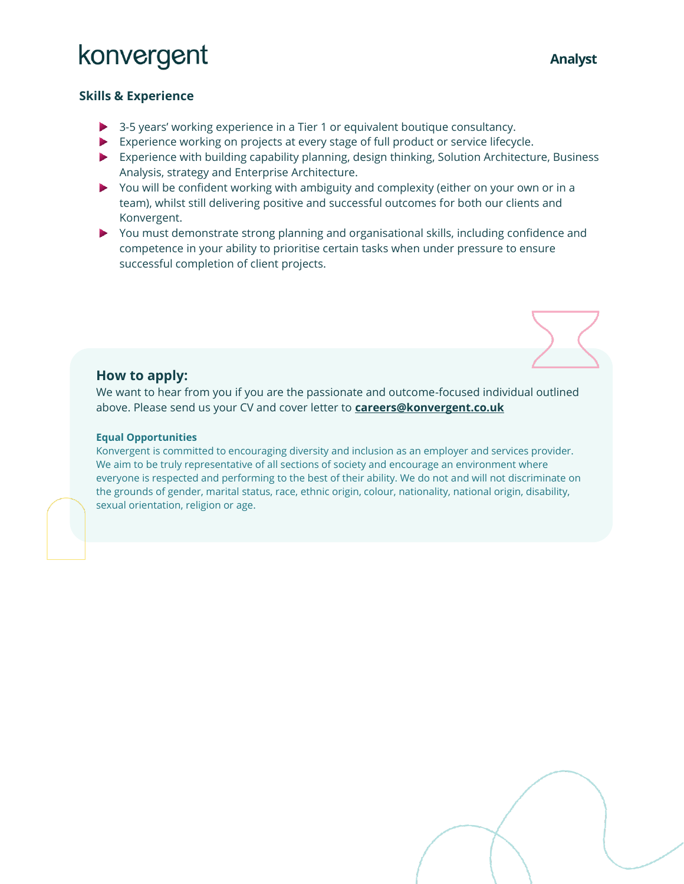## Skills & Experience

- 3-5 years' working experience in a Tier 1 or equivalent boutique consultancy.
- Experience working on projects at every stage of full product or service lifecycle.
- Experience with building capability planning, design thinking, Solution Architecture, Business Analysis, strategy and Enterprise Architecture.
- You will be confident working with ambiguity and complexity (either on your own or in a team), whilst still delivering positive and successful outcomes for both our clients and Konvergent.
- You must demonstrate strong planning and organisational skills, including confidence and competence in your ability to prioritise certain tasks when under pressure to ensure successful completion of client projects.

## How to apply:

We want to hear from you if you are the passionate and outcome-focused individual outlined above. Please send us your CV and cover letter to **careers@konvergent.co.uk**

### Equal Opportunities

Konvergent is committed to encouraging diversity and inclusion as an employer and services provider. We aim to be truly representative of all sections of society and encourage an environment where everyone is respected and performing to the best of their ability. We do not and will not discriminate on the grounds of gender, marital status, race, ethnic origin, colour, nationality, national origin, disability, sexual orientation, religion or age.